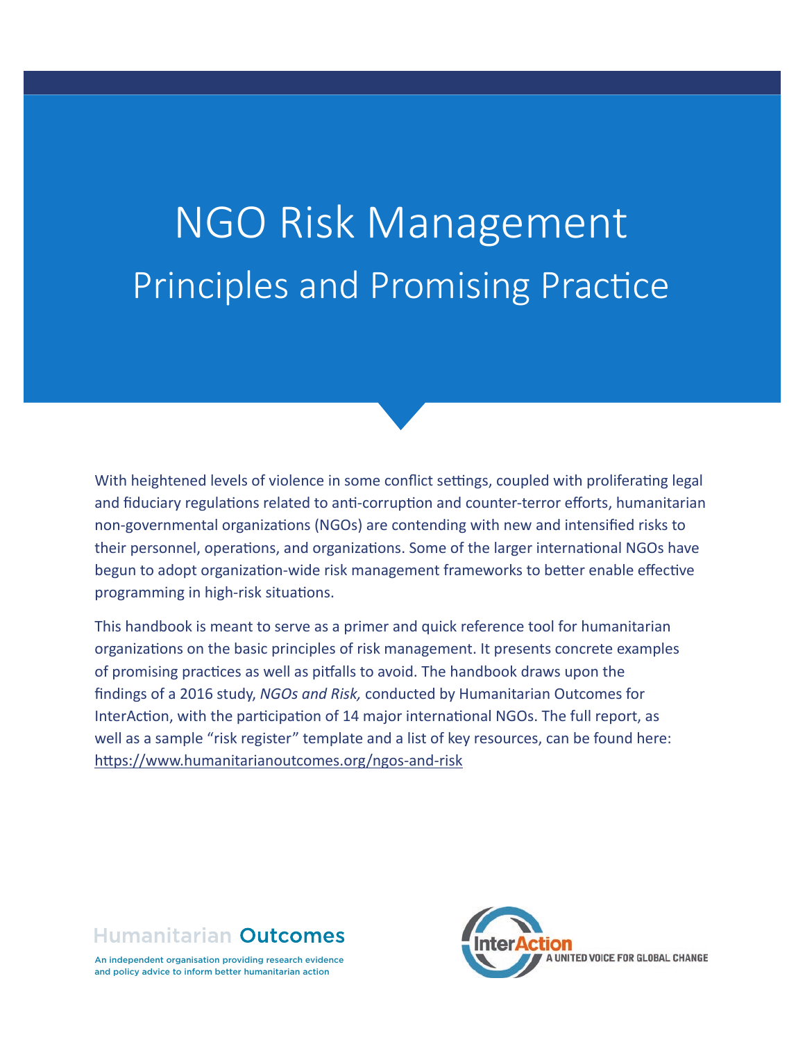# NGO Risk Management

## Principles and Promising Practice

With heightened levels of violence in some conflict settings, coupled with proliferating legal and fiduciary regulations related to anti-corruption and counter-terror efforts, humanitarian non-governmental organizations (NGOs) are contending with new and intensified risks to their personnel, operations, and organizations. Some of the larger international NGOs have begun to adopt organization-wide risk management frameworks to better enable effective programming in high-risk situations.

This handbook is meant to serve as a primer and quick reference tool for humanitarian organizations on the basic principles of risk management. It presents concrete examples of promising practices as well as pitfalls to avoid. The handbook draws upon the findings of a 2016 study, *NGOs and Risk,* conducted by Humanitarian Outcomes for InterAction, with the participation of 14 major international NGOs. The full report, as well as a sample "risk register" template and a list of key resources, can be found here: https://www.humanitarianoutcomes.org/ngos-and-risk

Humanitarian Outcomes

An independent organisation providing research evidence and policy advice to inform better humanitarian action

InterAction

A UNITED VOICE FOR GLOBAL CHANGE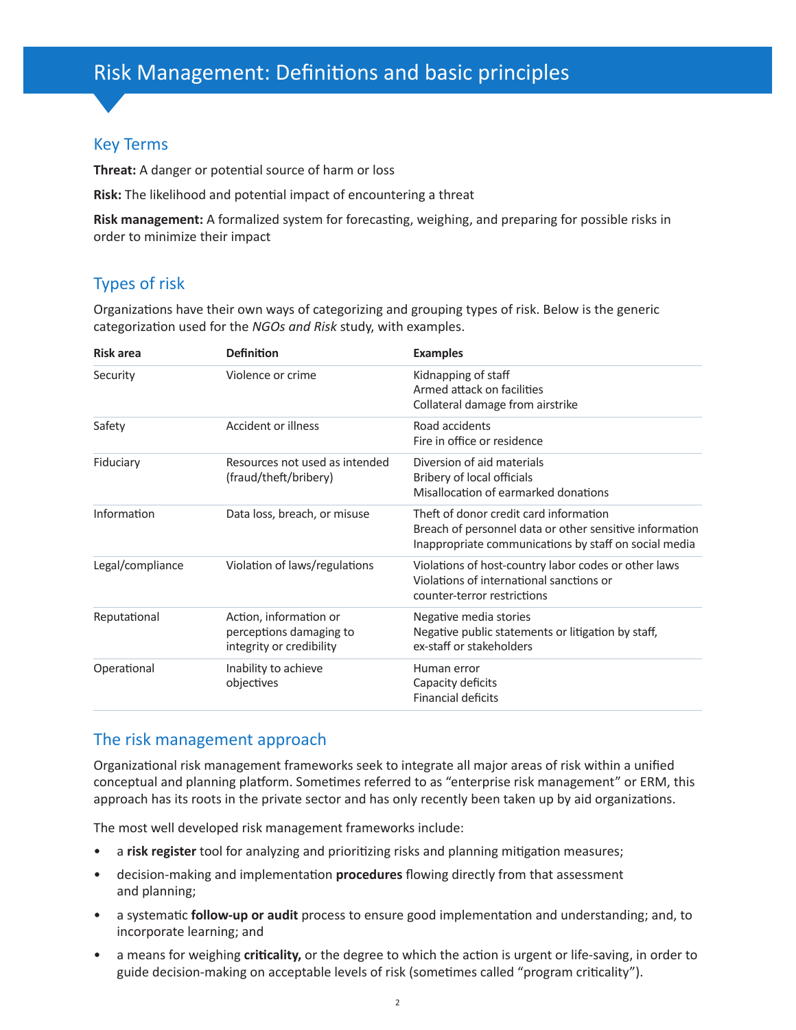# Risk Management: Definitions and basic principles

## Key Terms

**Threat:** A danger or potential source of harm or loss

**Risk:** The likelihood and potential impact of encountering a threat

**Risk management:** A formalized system for forecasting, weighing, and preparing for possible risks in order to minimize their impact

## Types of risk

Organizations have their own ways of categorizing and grouping types of risk. Below is the generic categorization used for the *NGOs and Risk* study, with examples.

| Risk area | Definition | Examples |
|---|---|---|
| Security | Violence or crime | Kidnapping of staff<br>Armed attack on facilities<br>Collateral damage from airstrike |
| Safety | Accident or illness | Road accidents<br>Fire in office or residence |
| Fiduciary | Resources not used as intended (fraud/theft/bribery) | Diversion of aid materials<br>Bribery of local officials<br>Misallocation of earmarked donations |
| Information | Data loss, breach, or misuse | Theft of donor credit card information<br>Breach of personnel data or other sensitive information<br>Inappropriate communications by staff on social media |
| Legal/compliance | Violation of laws/regulations | Violations of host-country labor codes or other laws<br>Violations of international sanctions or counter-terror restrictions |
| Reputational | Action, information or perceptions damaging to integrity or credibility | Negative media stories<br>Negative public statements or litigation by staff, ex-staff or stakeholders |
| Operational | Inability to achieve objectives | Human error<br>Capacity deficits<br>Financial deficits |

## The risk management approach

Organizational risk management frameworks seek to integrate all major areas of risk within a unified conceptual and planning platform. Sometimes referred to as "enterprise risk management" or ERM, this approach has its roots in the private sector and has only recently been taken up by aid organizations.

The most well developed risk management frameworks include:

- a **risk register** tool for analyzing and prioritizing risks and planning mitigation measures;
- decision-making and implementation **procedures** flowing directly from that assessment and planning;
- a systematic **follow-up or audit** process to ensure good implementation and understanding; and, to incorporate learning; and
- a means for weighing **criticality,** or the degree to which the action is urgent or life-saving, in order to guide decision-making on acceptable levels of risk (sometimes called "program criticality").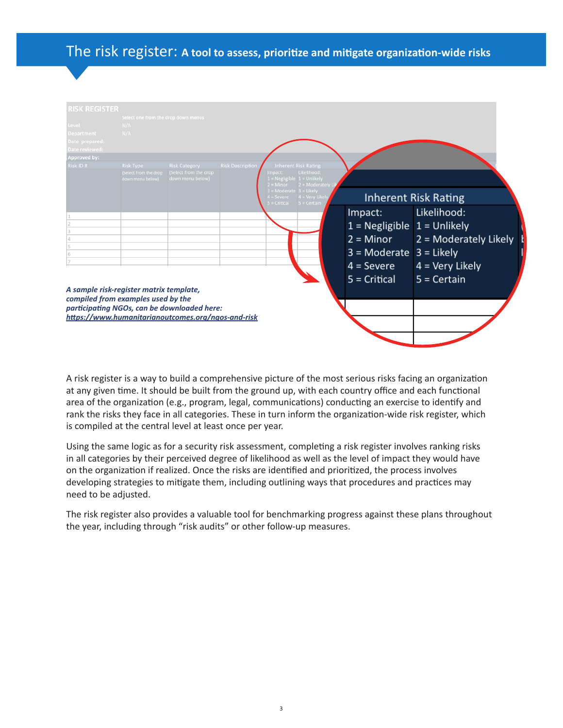# The risk register: A tool to assess, prioritize and mitigate organization-wide risks

| RISK REGISTER | | | | | |
|---|---|---|---|---|---|
| | Select one from the drop down menus | | | | |
| Level | N/A | | | | |
| Department | N/A | | | | |
| Date prepared: | | | | | |
| Date reviewed: | | | | | |
| Approved by: | | | | | |
| Risk ID # | Risk Type | Risk Category | Risk Description | Inherent Risk Rating | |
| | (Select from the drop down menu below) | (Select from the drop down menu below) | | Impact: 1 = Negligible 2 = Minor 3 = Moderate 4 = Severe 5 = Critical | Likelihood: 1 = Unlikely 2 = Moderately Likely 3 = Likely 4 = Very Likely 5 = Certain |
| 1 | | | | | |
| 2 | | | | | |
| 3 | | | | | |
| 4 | | | | | |
| 5 | | | | | |
| 6 | | | | | |
| 7 | | | | | |

***A sample risk-register matrix template, compiled from examples used by the participating NGOs, can be downloaded here: https://www.humanitarianoutcomes.org/ngos-and-risk***

A risk register is a way to build a comprehensive picture of the most serious risks facing an organization at any given time. It should be built from the ground up, with each country office and each functional area of the organization (e.g., program, legal, communications) conducting an exercise to identify and rank the risks they face in all categories. These in turn inform the organization-wide risk register, which is compiled at the central level at least once per year.

Using the same logic as for a security risk assessment, completing a risk register involves ranking risks in all categories by their perceived degree of likelihood as well as the level of impact they would have on the organization if realized. Once the risks are identified and prioritized, the process involves developing strategies to mitigate them, including outlining ways that procedures and practices may need to be adjusted.

The risk register also provides a valuable tool for benchmarking progress against these plans throughout the year, including through "risk audits" or other follow-up measures.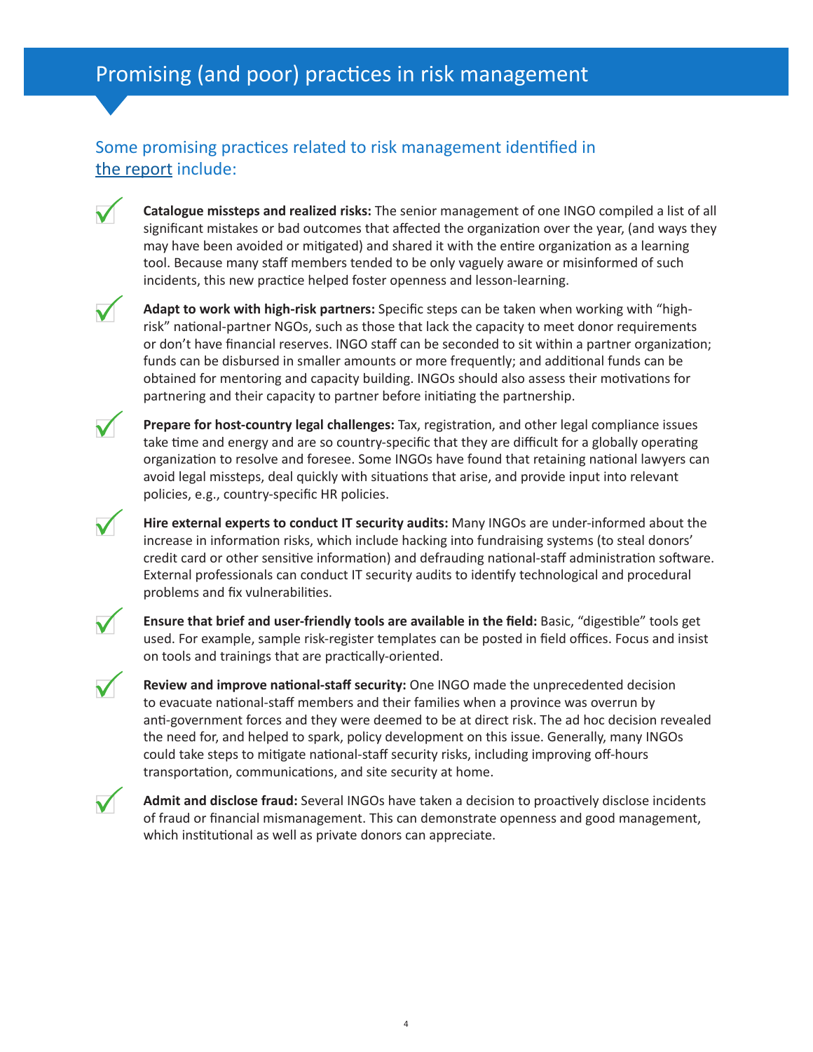# Promising (and poor) practices in risk management

## Some promising practices related to risk management identified in the report include:

- **Catalogue missteps and realized risks:** The senior management of one INGO compiled a list of all significant mistakes or bad outcomes that affected the organization over the year, (and ways they may have been avoided or mitigated) and shared it with the entire organization as a learning tool. Because many staff members tended to be only vaguely aware or misinformed of such incidents, this new practice helped foster openness and lesson-learning.

- **Adapt to work with high-risk partners:** Specific steps can be taken when working with "high-risk" national-partner NGOs, such as those that lack the capacity to meet donor requirements or don't have financial reserves. INGO staff can be seconded to sit within a partner organization; funds can be disbursed in smaller amounts or more frequently; and additional funds can be obtained for mentoring and capacity building. INGOs should also assess their motivations for partnering and their capacity to partner before initiating the partnership.

- **Prepare for host-country legal challenges:** Tax, registration, and other legal compliance issues take time and energy and are so country-specific that they are difficult for a globally operating organization to resolve and foresee. Some INGOs have found that retaining national lawyers can avoid legal missteps, deal quickly with situations that arise, and provide input into relevant policies, e.g., country-specific HR policies.

- **Hire external experts to conduct IT security audits:** Many INGOs are under-informed about the increase in information risks, which include hacking into fundraising systems (to steal donors' credit card or other sensitive information) and defrauding national-staff administration software. External professionals can conduct IT security audits to identify technological and procedural problems and fix vulnerabilities.

- **Ensure that brief and user-friendly tools are available in the field:** Basic, "digestible" tools get used. For example, sample risk-register templates can be posted in field offices. Focus and insist on tools and trainings that are practically-oriented.

- **Review and improve national-staff security:** One INGO made the unprecedented decision to evacuate national-staff members and their families when a province was overrun by anti-government forces and they were deemed to be at direct risk. The ad hoc decision revealed the need for, and helped to spark, policy development on this issue. Generally, many INGOs could take steps to mitigate national-staff security risks, including improving off-hours transportation, communications, and site security at home.

- **Admit and disclose fraud:** Several INGOs have taken a decision to proactively disclose incidents of fraud or financial mismanagement. This can demonstrate openness and good management, which institutional as well as private donors can appreciate.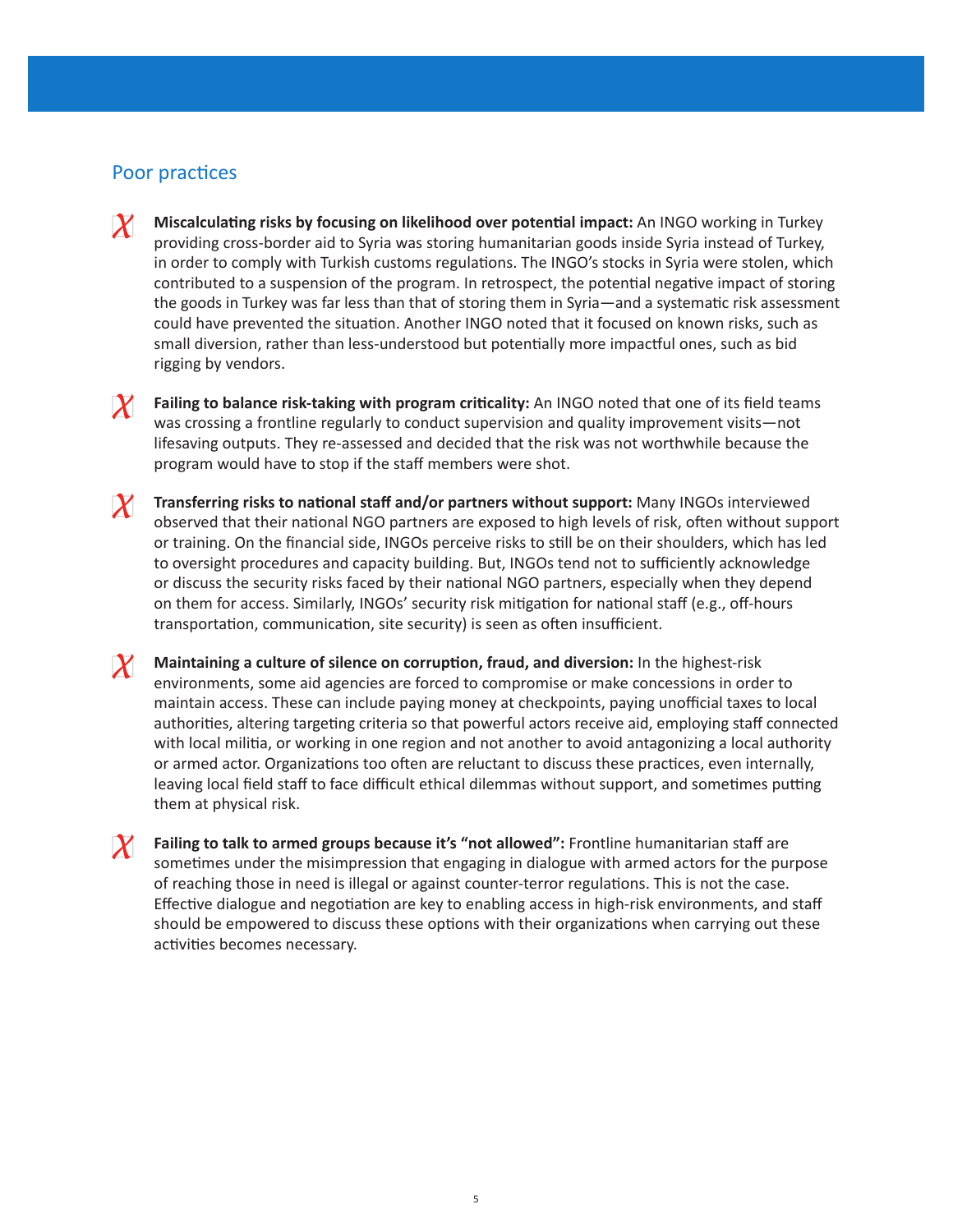## Poor practices

- ✗ **Miscalculating risks by focusing on likelihood over potential impact:** An INGO working in Turkey providing cross-border aid to Syria was storing humanitarian goods inside Syria instead of Turkey, in order to comply with Turkish customs regulations. The INGO's stocks in Syria were stolen, which contributed to a suspension of the program. In retrospect, the potential negative impact of storing the goods in Turkey was far less than that of storing them in Syria—and a systematic risk assessment could have prevented the situation. Another INGO noted that it focused on known risks, such as small diversion, rather than less-understood but potentially more impactful ones, such as bid rigging by vendors.

- ✗ **Failing to balance risk-taking with program criticality:** An INGO noted that one of its field teams was crossing a frontline regularly to conduct supervision and quality improvement visits—not lifesaving outputs. They re-assessed and decided that the risk was not worthwhile because the program would have to stop if the staff members were shot.

- ✗ **Transferring risks to national staff and/or partners without support:** Many INGOs interviewed observed that their national NGO partners are exposed to high levels of risk, often without support or training. On the financial side, INGOs perceive risks to still be on their shoulders, which has led to oversight procedures and capacity building. But, INGOs tend not to sufficiently acknowledge or discuss the security risks faced by their national NGO partners, especially when they depend on them for access. Similarly, INGOs' security risk mitigation for national staff (e.g., off-hours transportation, communication, site security) is seen as often insufficient.

- ✗ **Maintaining a culture of silence on corruption, fraud, and diversion:** In the highest-risk environments, some aid agencies are forced to compromise or make concessions in order to maintain access. These can include paying money at checkpoints, paying unofficial taxes to local authorities, altering targeting criteria so that powerful actors receive aid, employing staff connected with local militia, or working in one region and not another to avoid antagonizing a local authority or armed actor. Organizations too often are reluctant to discuss these practices, even internally, leaving local field staff to face difficult ethical dilemmas without support, and sometimes putting them at physical risk.

- ✗ **Failing to talk to armed groups because it's "not allowed":** Frontline humanitarian staff are sometimes under the misimpression that engaging in dialogue with armed actors for the purpose of reaching those in need is illegal or against counter-terror regulations. This is not the case. Effective dialogue and negotiation are key to enabling access in high-risk environments, and staff should be empowered to discuss these options with their organizations when carrying out these activities becomes necessary.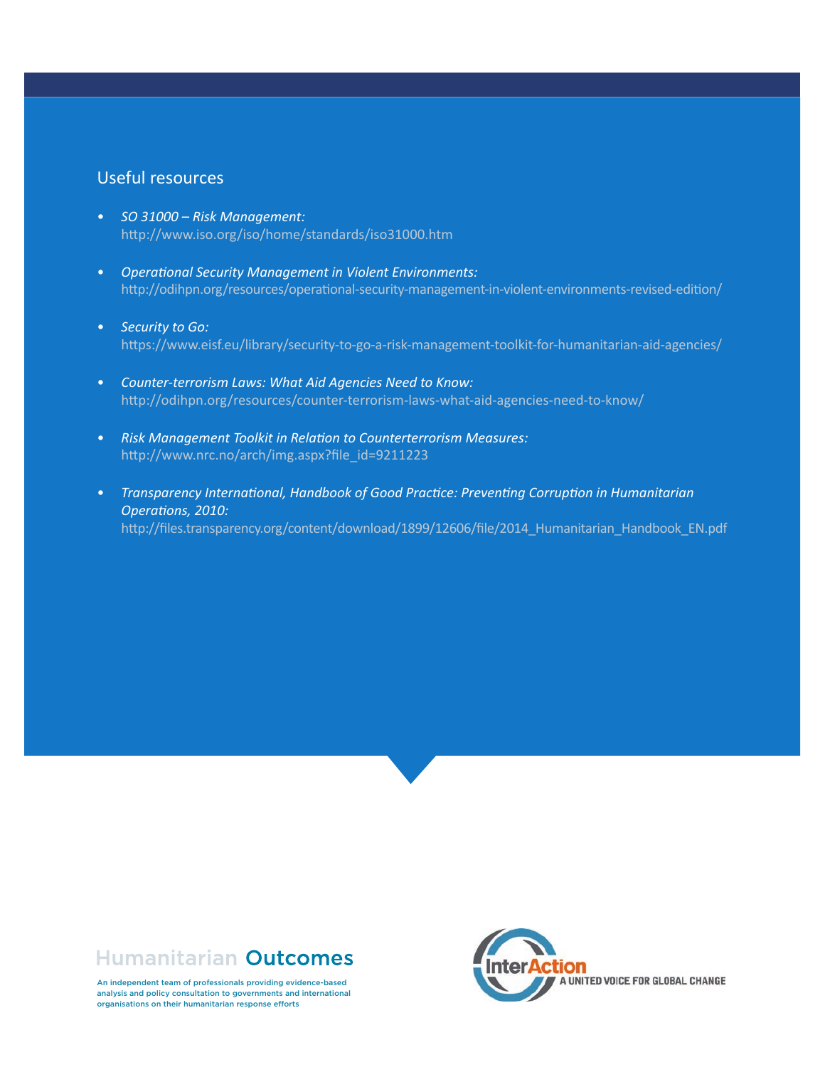## Useful resources

- *SO 31000 – Risk Management:*
  http://www.iso.org/iso/home/standards/iso31000.htm
- *Operational Security Management in Violent Environments:*
  http://odihpn.org/resources/operational-security-management-in-violent-environments-revised-edition/
- *Security to Go:*
  https://www.eisf.eu/library/security-to-go-a-risk-management-toolkit-for-humanitarian-aid-agencies/
- *Counter-terrorism Laws: What Aid Agencies Need to Know:*
  http://odihpn.org/resources/counter-terrorism-laws-what-aid-agencies-need-to-know/
- *Risk Management Toolkit in Relation to Counterterrorism Measures:*
  http://www.nrc.no/arch/img.aspx?file_id=9211223
- *Transparency International, Handbook of Good Practice: Preventing Corruption in Humanitarian Operations, 2010:*
  http://files.transparency.org/content/download/1899/12606/file/2014_Humanitarian_Handbook_EN.pdf

Humanitarian Outcomes

An independent team of professionals providing evidence-based analysis and policy consultation to governments and international organisations on their humanitarian response efforts

InterAction
A UNITED VOICE FOR GLOBAL CHANGE